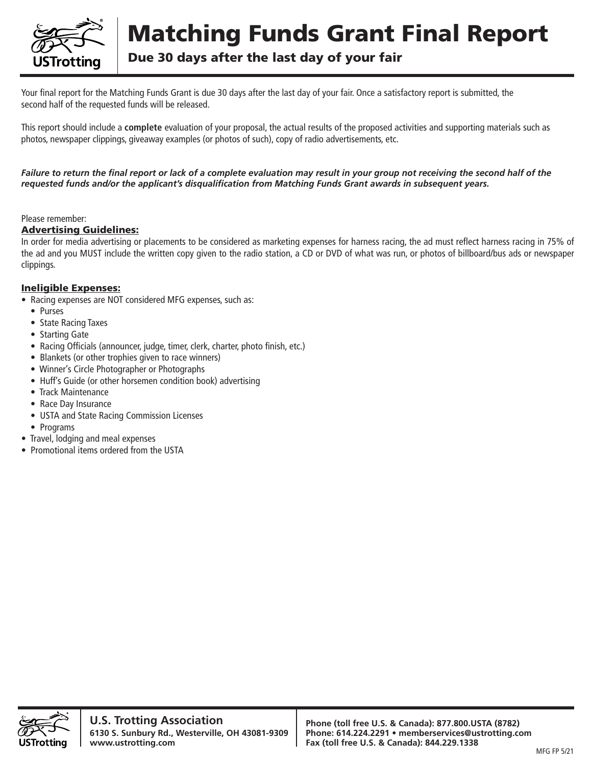# Matching Funds Grant Final Report

## Due 30 days after the last day of your fair

Your final report for the Matching Funds Grant is due 30 days after the last day of your fair. Once a satisfactory report is submitted, the second half of the requested funds will be released.

This report should include a **complete** evaluation of your proposal, the actual results of the proposed activities and supporting materials such as photos, newspaper clippings, giveaway examples (or photos of such), copy of radio advertisements, etc.

***Failure to return the final report or lack of a complete evaluation may result in your group not receiving the second half of the requested funds and/or the applicant's disqualification from Matching Funds Grant awards in subsequent years.***

Please remember:

**Advertising Guidelines:**

In order for media advertising or placements to be considered as marketing expenses for harness racing, the ad must reflect harness racing in 75% of the ad and you MUST include the written copy given to the radio station, a CD or DVD of what was run, or photos of billboard/bus ads or newspaper clippings.

**Ineligible Expenses:**

- Racing expenses are NOT considered MFG expenses, such as:
  - Purses
  - State Racing Taxes
  - Starting Gate
  - Racing Officials (announcer, judge, timer, clerk, charter, photo finish, etc.)
  - Blankets (or other trophies given to race winners)
  - Winner's Circle Photographer or Photographs
  - Huff's Guide (or other horsemen condition book) advertising
  - Track Maintenance
  - Race Day Insurance
  - USTA and State Racing Commission Licenses
  - Programs
- Travel, lodging and meal expenses
- Promotional items ordered from the USTA

**U.S. Trotting Association**
**6130 S. Sunbury Rd., Westerville, OH 43081-9309**
**www.ustrotting.com**

**Phone (toll free U.S. & Canada): 877.800.USTA (8782)**
**Phone: 614.224.2291 • memberservices@ustrotting.com**
**Fax (toll free U.S. & Canada): 844.229.1338**

MFG FP 5/21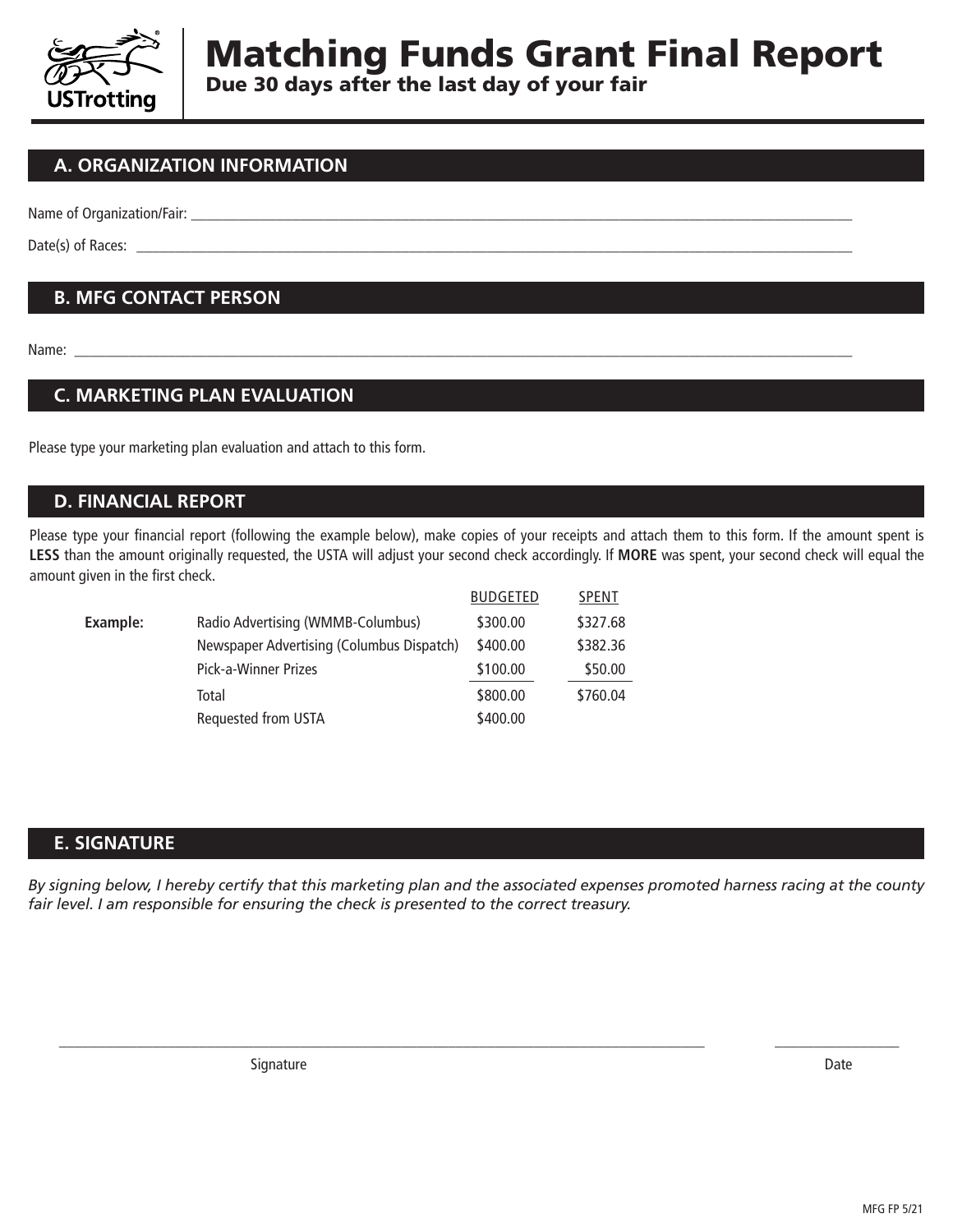# Matching Funds Grant Final Report

**Due 30 days after the last day of your fair**

## A. ORGANIZATION INFORMATION

Name of Organization/Fair: ____________________

Date(s) of Races: ____________________

## B. MFG CONTACT PERSON

Name: ____________________

## C. MARKETING PLAN EVALUATION

Please type your marketing plan evaluation and attach to this form.

## D. FINANCIAL REPORT

Please type your financial report (following the example below), make copies of your receipts and attach them to this form. If the amount spent is **LESS** than the amount originally requested, the USTA will adjust your second check accordingly. If **MORE** was spent, your second check will equal the amount given in the first check.

| | | BUDGETED | SPENT |
|---|---|---|---|
| **Example:** | Radio Advertising (WMMB-Columbus) | $300.00 | $327.68 |
| | Newspaper Advertising (Columbus Dispatch) | $400.00 | $382.36 |
| | Pick-a-Winner Prizes | $100.00 | $50.00 |
| | Total | $800.00 | $760.04 |
| | Requested from USTA | $400.00 | |

## E. SIGNATURE

*By signing below, I hereby certify that this marketing plan and the associated expenses promoted harness racing at the county fair level. I am responsible for ensuring the check is presented to the correct treasury.*

____________________ Signature

____________________ Date

MFG FP 5/21